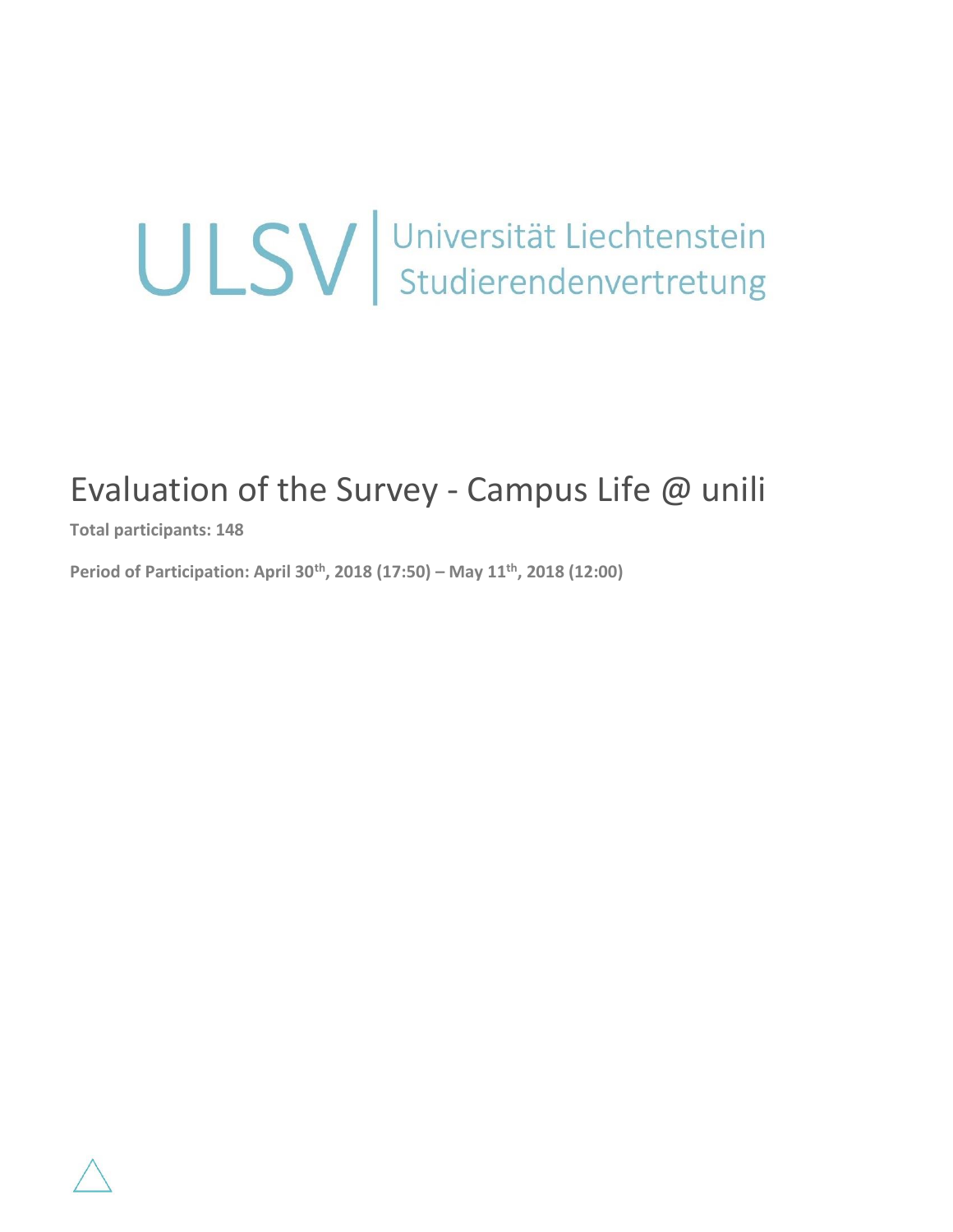ULSV | Universität Liechtenstein Studierendenvertretung

# Evaluation of the Survey - Campus Life @ unili

**Total participants: 148**

**Period of Participation: April 30th, 2018 (17:50) – May 11th, 2018 (12:00)**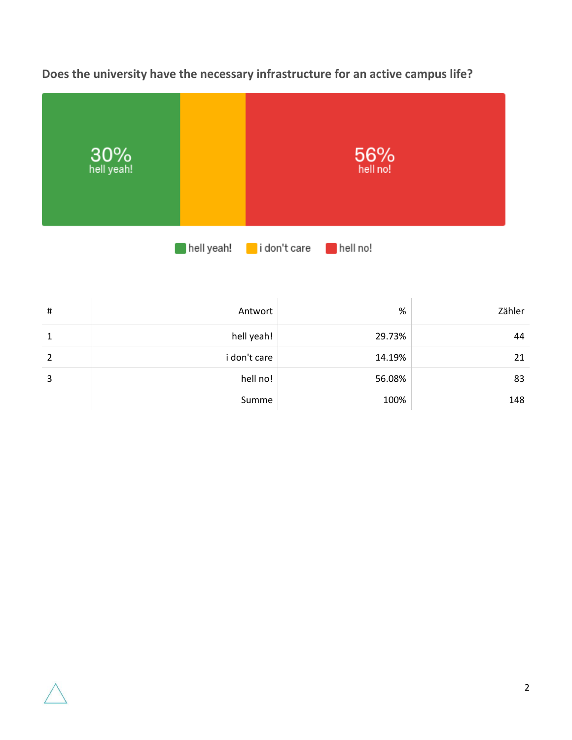**Does the university have the necessary infrastructure for an active campus life?**

30% hell yeah!

56% hell no!

hell yeah! i don't care hell no!

| # | Antwort | % | Zähler |
|---|---|---|---|
| 1 | hell yeah! | 29.73% | 44 |
| 2 | i don't care | 14.19% | 21 |
| 3 | hell no! | 56.08% | 83 |
| | Summe | 100% | 148 |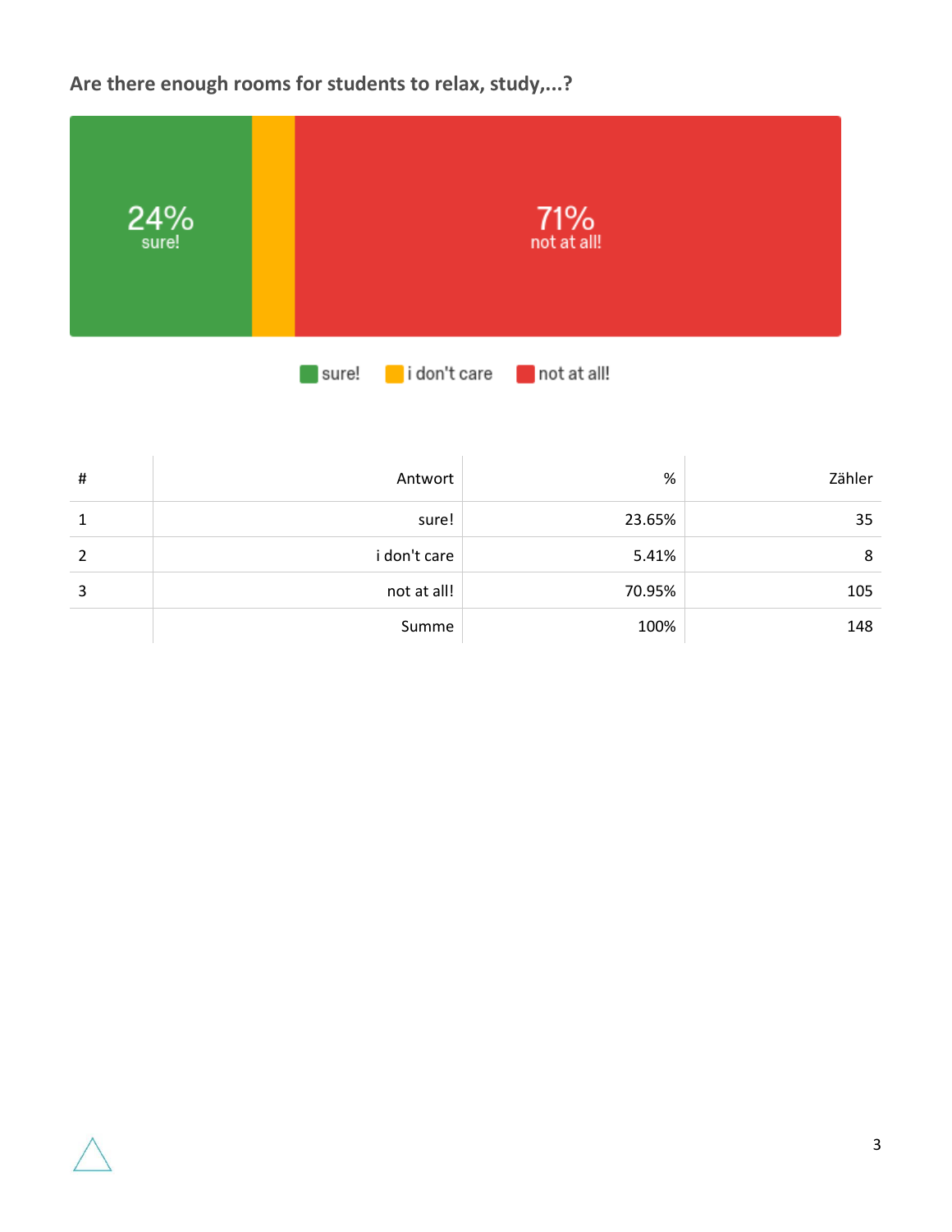## Are there enough rooms for students to relax, study,...?

24% sure!

71% not at all!

sure! i don't care not at all!

| # | Antwort | % | Zähler |
|---|---|---|---|
| 1 | sure! | 23.65% | 35 |
| 2 | i don't care | 5.41% | 8 |
| 3 | not at all! | 70.95% | 105 |
| | Summe | 100% | 148 |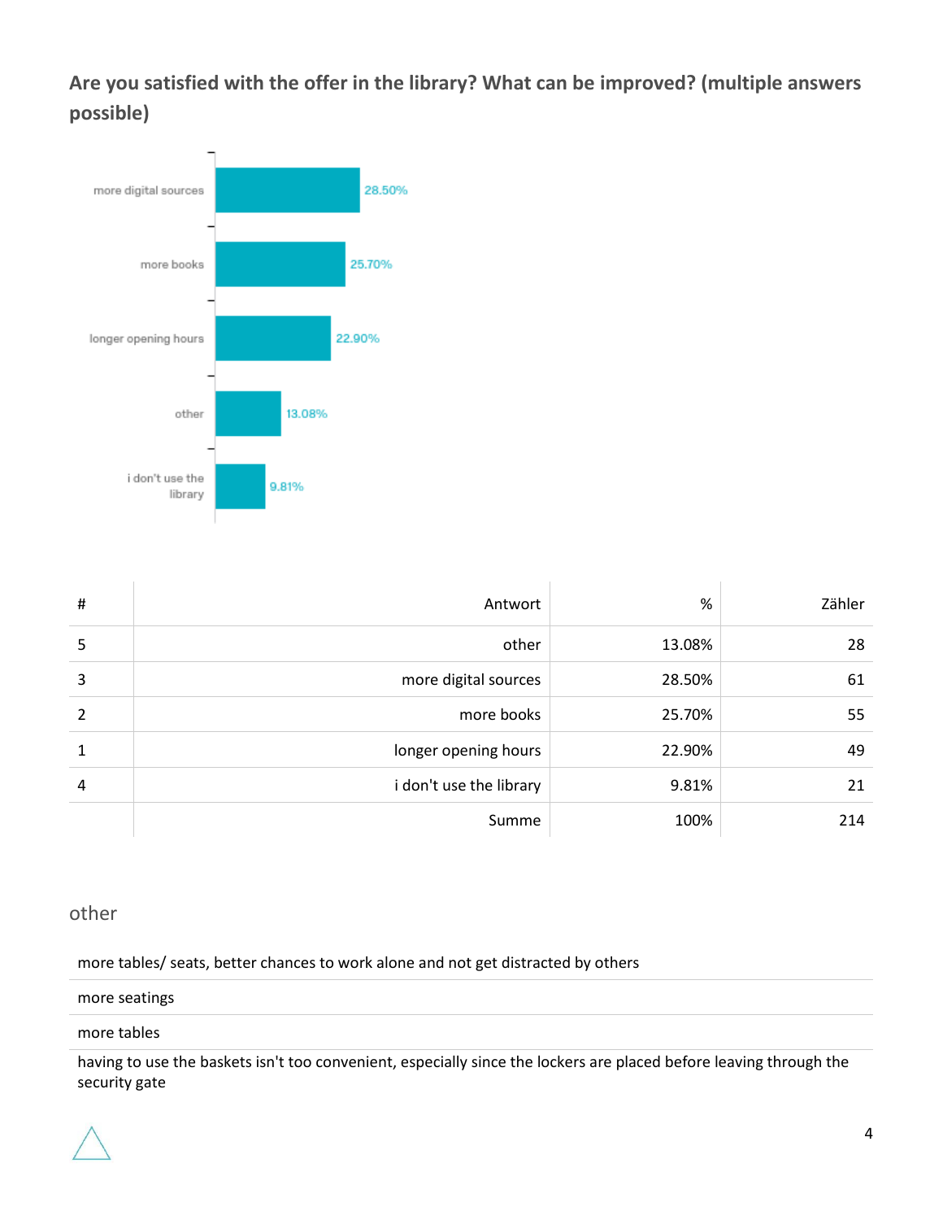## Are you satisfied with the offer in the library? What can be improved? (multiple answers possible)

| # | Antwort | % | Zähler |
|---|---|---|---|
| 5 | other | 13.08% | 28 |
| 3 | more digital sources | 28.50% | 61 |
| 2 | more books | 25.70% | 55 |
| 1 | longer opening hours | 22.90% | 49 |
| 4 | i don't use the library | 9.81% | 21 |
| | Summe | 100% | 214 |

### other

| |
|---|
| more tables/ seats, better chances to work alone and not get distracted by others |
| more seatings |
| more tables |
| having to use the baskets isn't too convenient, especially since the lockers are placed before leaving through the security gate |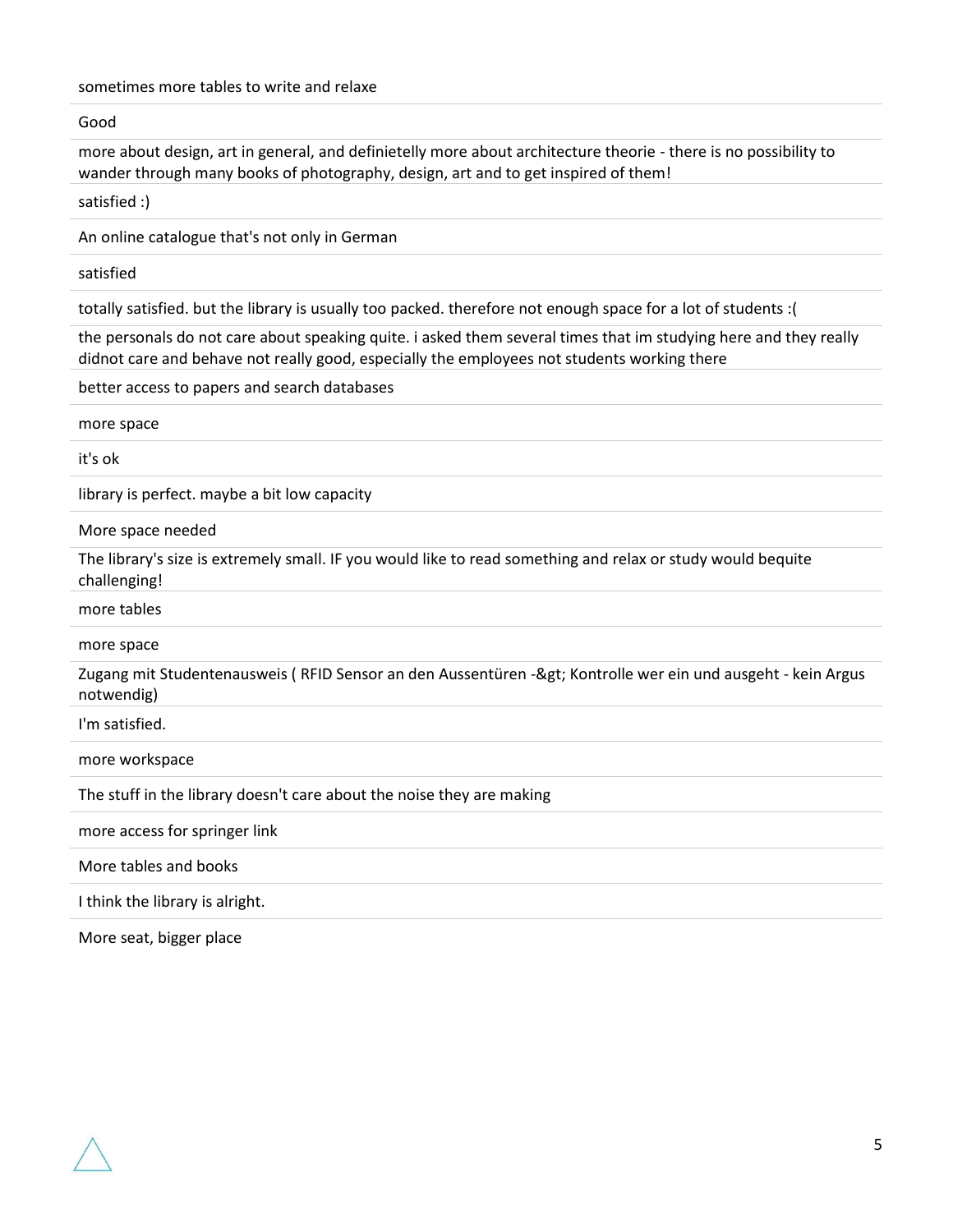sometimes more tables to write and relaxe

Good

more about design, art in general, and definietelly more about architecture theorie - there is no possibility to wander through many books of photography, design, art and to get inspired of them!

satisfied :)

An online catalogue that's not only in German

satisfied

totally satisfied. but the library is usually too packed. therefore not enough space for a lot of students :(

the personals do not care about speaking quite. i asked them several times that im studying here and they really didnot care and behave not really good, especially the employees not students working there

better access to papers and search databases

more space

it's ok

library is perfect. maybe a bit low capacity

More space needed

The library's size is extremely small. IF you would like to read something and relax or study would bequite challenging!

more tables

more space

Zugang mit Studentenausweis ( RFID Sensor an den Aussentüren -&gt; Kontrolle wer ein und ausgeht - kein Argus notwendig)

I'm satisfied.

more workspace

The stuff in the library doesn't care about the noise they are making

more access for springer link

More tables and books

I think the library is alright.

More seat, bigger place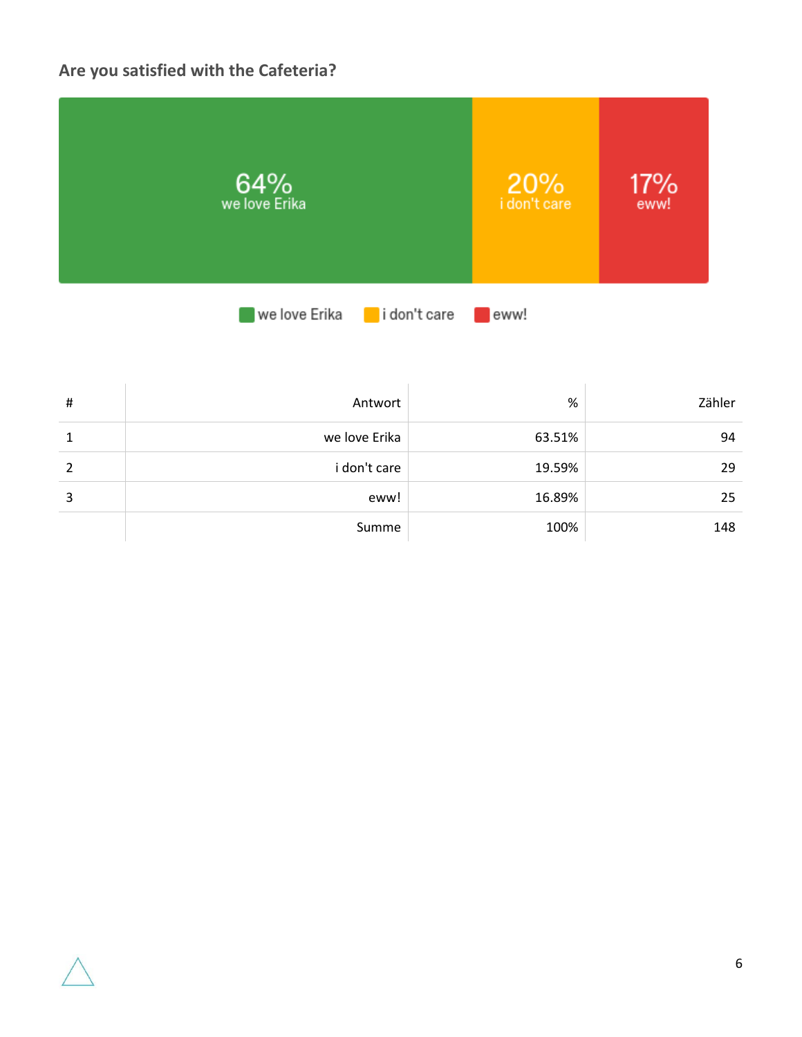### Are you satisfied with the Cafeteria?

64% we love Erika | 20% i don't care | 17% eww!

we love Erika | i don't care | eww!

| # | Antwort | % | Zähler |
|---|---|---|---|
| 1 | we love Erika | 63.51% | 94 |
| 2 | i don't care | 19.59% | 29 |
| 3 | eww! | 16.89% | 25 |
| | Summe | 100% | 148 |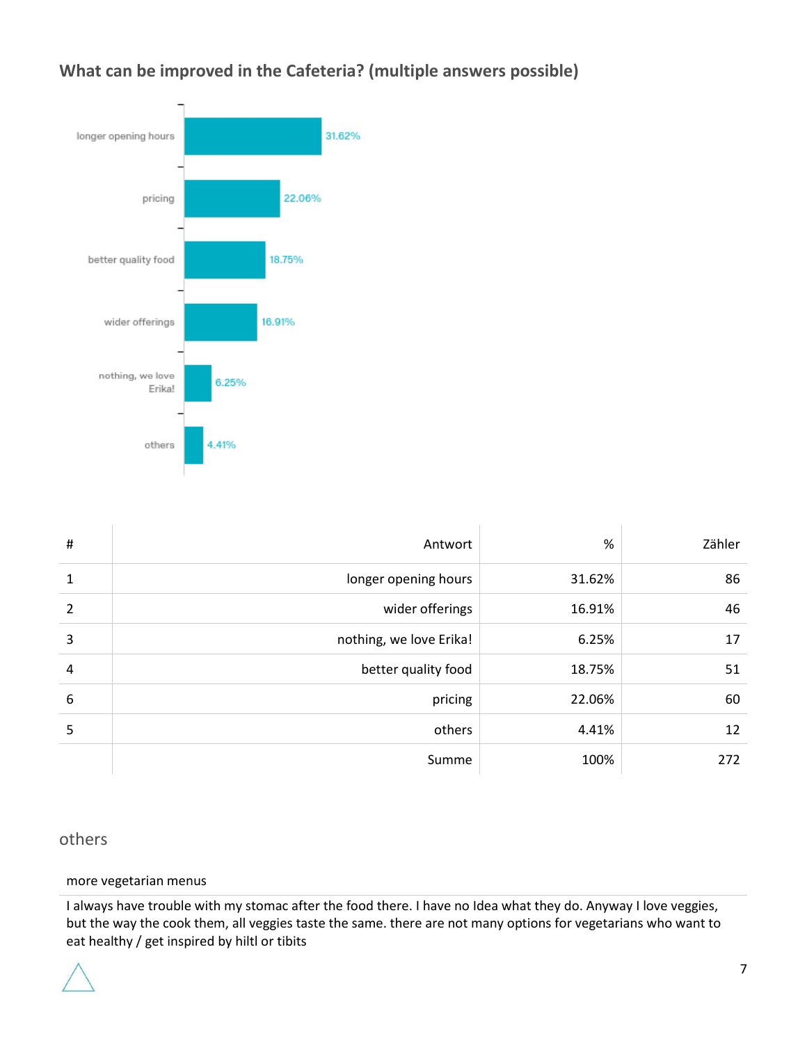## What can be improved in the Cafeteria? (multiple answers possible)

| # | Antwort | % | Zähler |
|---|---|---|---|
| 1 | longer opening hours | 31.62% | 86 |
| 2 | wider offerings | 16.91% | 46 |
| 3 | nothing, we love Erika! | 6.25% | 17 |
| 4 | better quality food | 18.75% | 51 |
| 6 | pricing | 22.06% | 60 |
| 5 | others | 4.41% | 12 |
| | Summe | 100% | 272 |

### others

more vegetarian menus

I always have trouble with my stomac after the food there. I have no Idea what they do. Anyway I love veggies, but the way the cook them, all veggies taste the same. there are not many options for vegetarians who want to eat healthy / get inspired by hiltl or tibits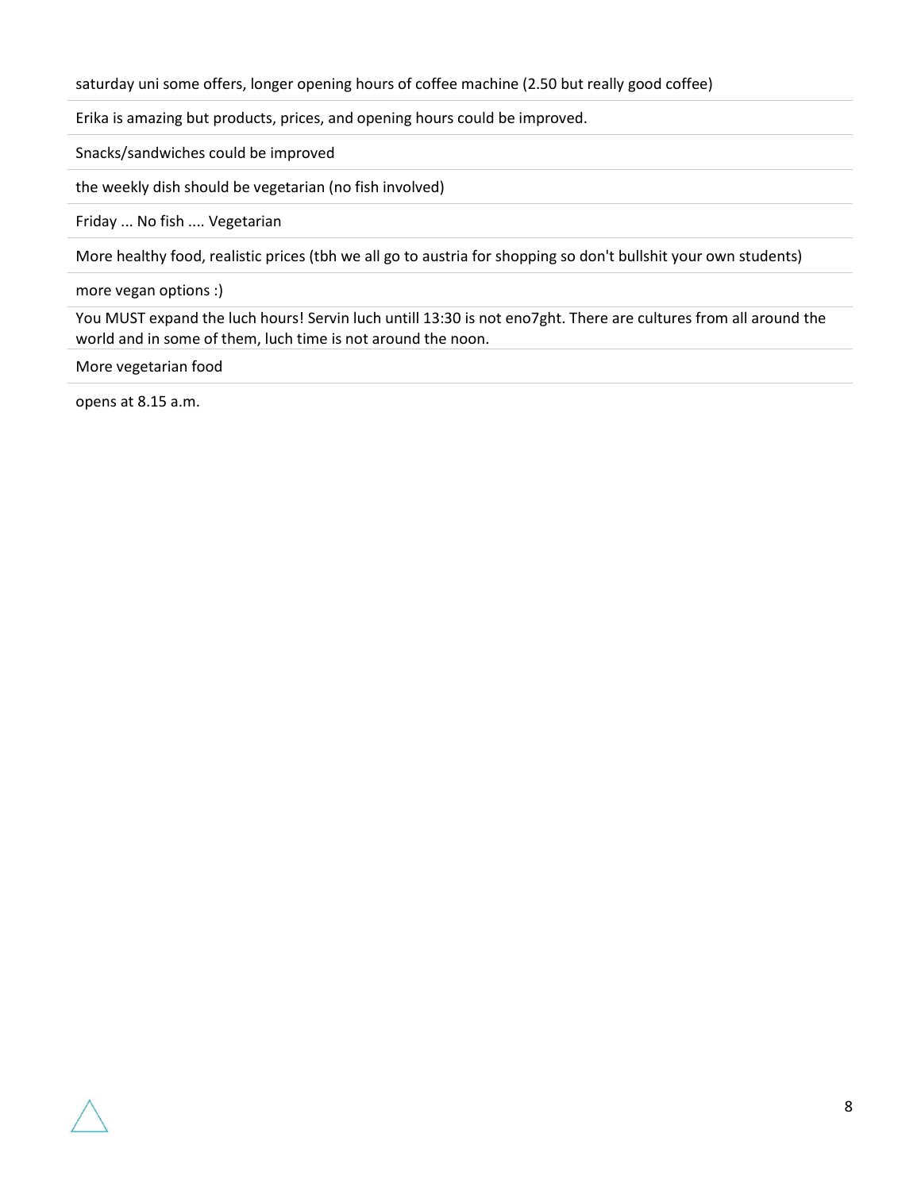saturday uni some offers, longer opening hours of coffee machine (2.50 but really good coffee)

Erika is amazing but products, prices, and opening hours could be improved.

Snacks/sandwiches could be improved

the weekly dish should be vegetarian (no fish involved)

Friday ... No fish .... Vegetarian

More healthy food, realistic prices (tbh we all go to austria for shopping so don't bullshit your own students)

more vegan options :)

You MUST expand the luch hours! Servin luch untill 13:30 is not eno7ght. There are cultures from all around the world and in some of them, luch time is not around the noon.

More vegetarian food

opens at 8.15 a.m.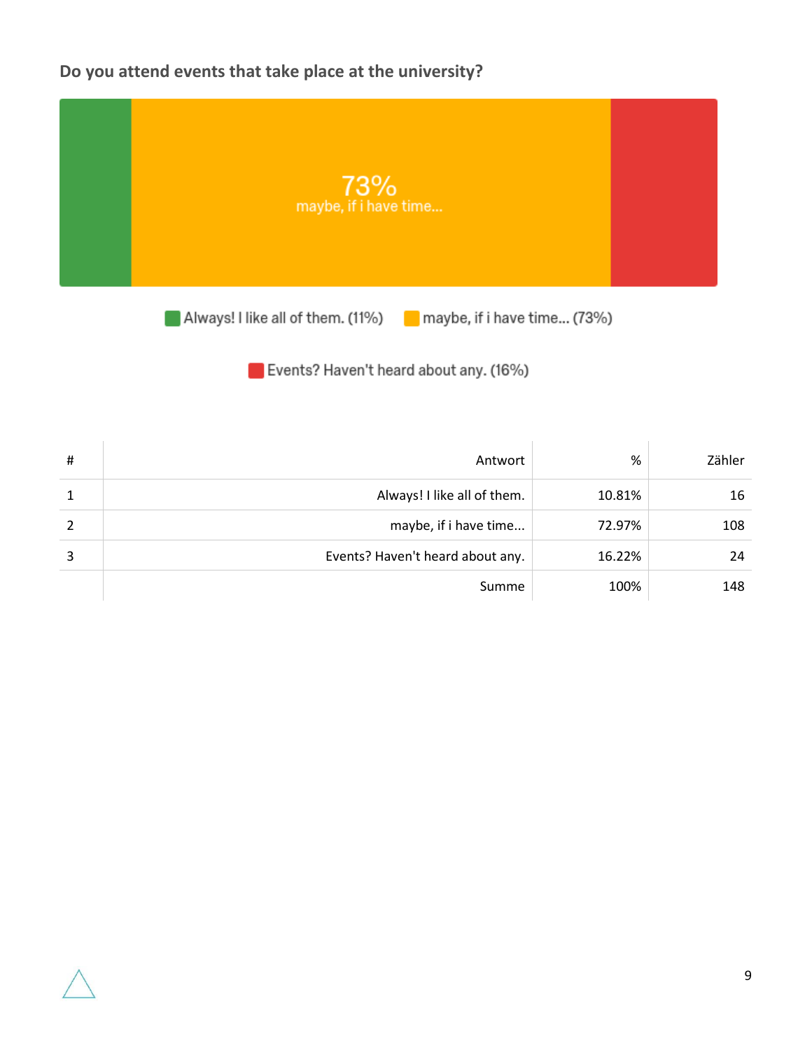### Do you attend events that take place at the university?

73%
maybe, if i have time...

Always! I like all of them. (11%) maybe, if i have time... (73%)

Events? Haven't heard about any. (16%)

| # | Antwort | % | Zähler |
|---|---|---|---|
| 1 | Always! I like all of them. | 10.81% | 16 |
| 2 | maybe, if i have time... | 72.97% | 108 |
| 3 | Events? Haven't heard about any. | 16.22% | 24 |
| | Summe | 100% | 148 |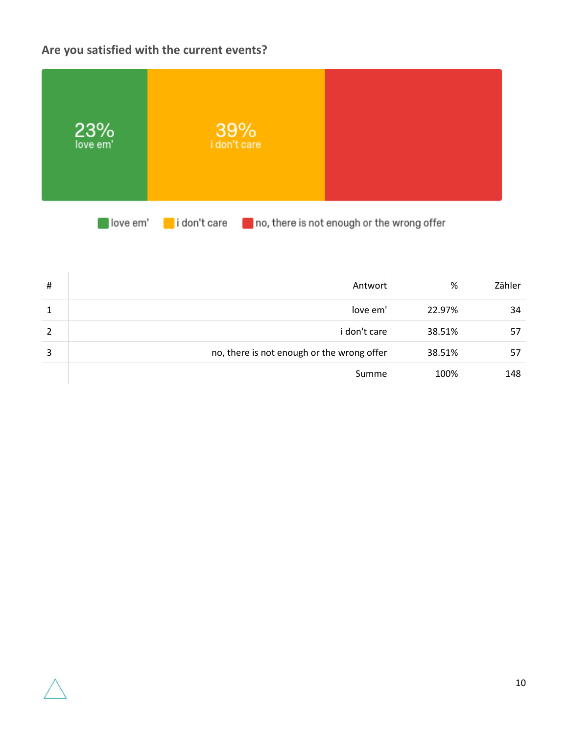### Are you satisfied with the current events?

23% love em'

39% i don't care

love em' | i don't care | no, there is not enough or the wrong offer

| # | Antwort | % | Zähler |
|---|---|---|---|
| 1 | love em' | 22.97% | 34 |
| 2 | i don't care | 38.51% | 57 |
| 3 | no, there is not enough or the wrong offer | 38.51% | 57 |
| | Summe | 100% | 148 |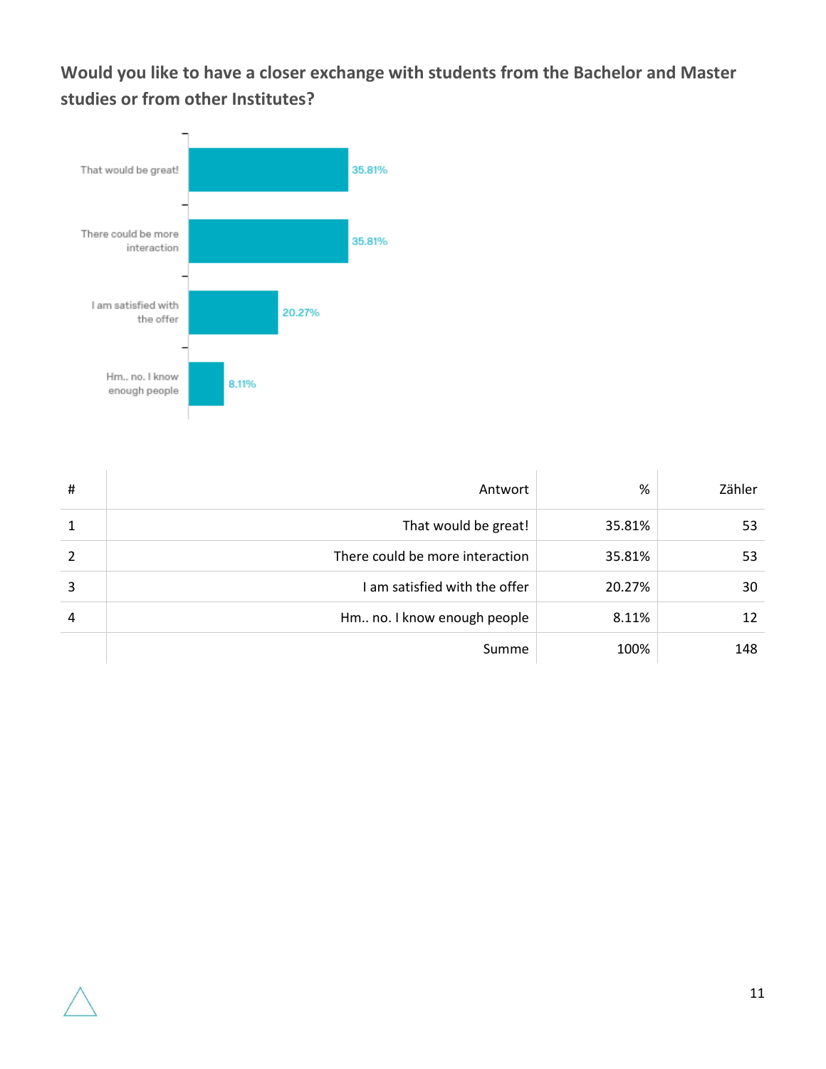## Would you like to have a closer exchange with students from the Bachelor and Master studies or from other Institutes?

| # | Antwort | % | Zähler |
|---|---|---|---|
| 1 | That would be great! | 35.81% | 53 |
| 2 | There could be more interaction | 35.81% | 53 |
| 3 | I am satisfied with the offer | 20.27% | 30 |
| 4 | Hm.. no. I know enough people | 8.11% | 12 |
| | Summe | 100% | 148 |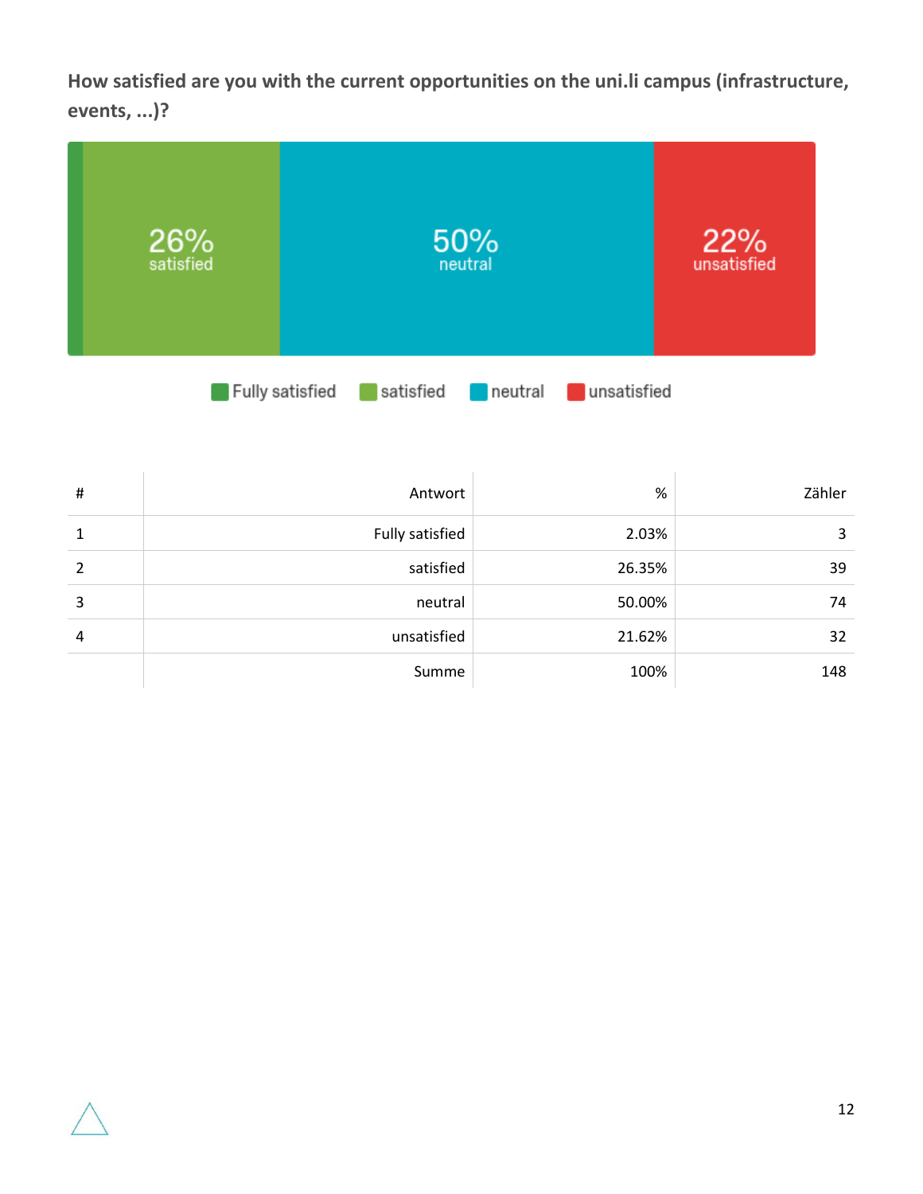**How satisfied are you with the current opportunities on the uni.li campus (infrastructure, events, ...)?**

26% satisfied

50% neutral

22% unsatisfied

Fully satisfied · satisfied · neutral · unsatisfied

| # | Antwort | % | Zähler |
|---|---|---|---|
| 1 | Fully satisfied | 2.03% | 3 |
| 2 | satisfied | 26.35% | 39 |
| 3 | neutral | 50.00% | 74 |
| 4 | unsatisfied | 21.62% | 32 |
| | Summe | 100% | 148 |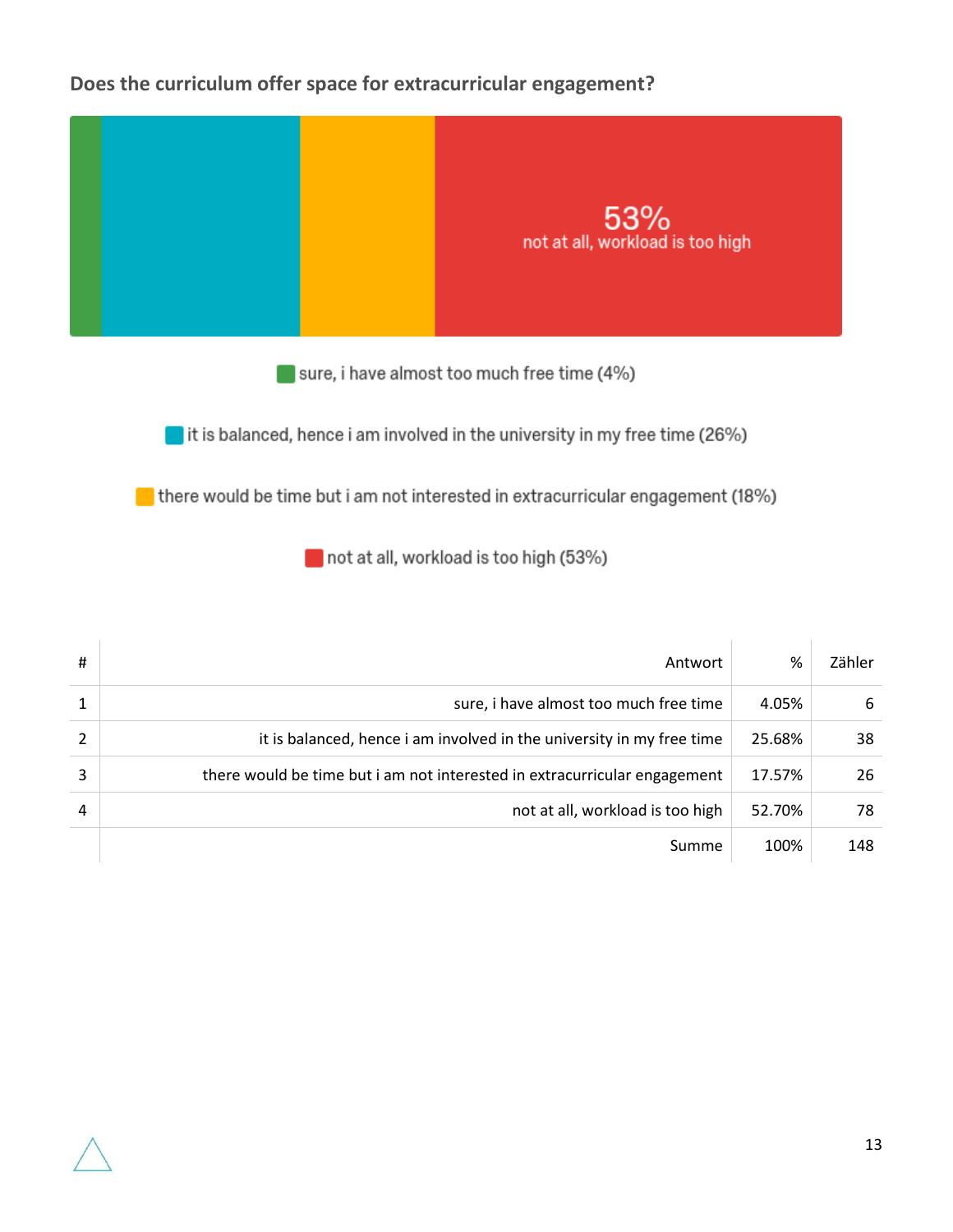### Does the curriculum offer space for extracurricular engagement?

53%
not at all, workload is too high

sure, i have almost too much free time (4%)

it is balanced, hence i am involved in the university in my free time (26%)

there would be time but i am not interested in extracurricular engagement (18%)

not at all, workload is too high (53%)

| # | Antwort | % | Zähler |
|---|---|---|---|
| 1 | sure, i have almost too much free time | 4.05% | 6 |
| 2 | it is balanced, hence i am involved in the university in my free time | 25.68% | 38 |
| 3 | there would be time but i am not interested in extracurricular engagement | 17.57% | 26 |
| 4 | not at all, workload is too high | 52.70% | 78 |
| | Summe | 100% | 148 |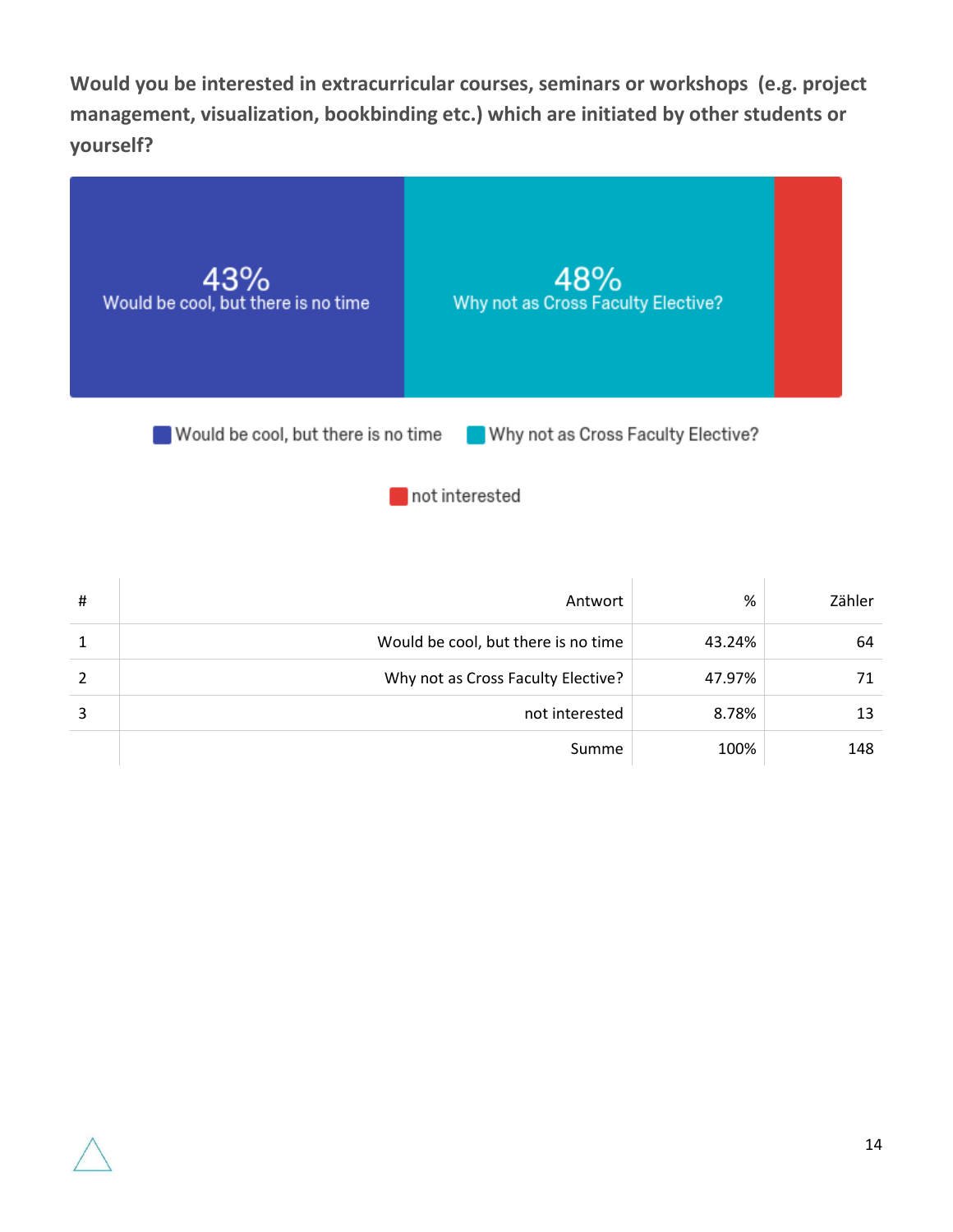**Would you be interested in extracurricular courses, seminars or workshops (e.g. project management, visualization, bookbinding etc.) which are initiated by other students or yourself?**

43% Would be cool, but there is no time

48% Why not as Cross Faculty Elective?

Would be cool, but there is no time | Why not as Cross Faculty Elective? | not interested

| # | Antwort | % | Zähler |
|---|---|---|---|
| 1 | Would be cool, but there is no time | 43.24% | 64 |
| 2 | Why not as Cross Faculty Elective? | 47.97% | 71 |
| 3 | not interested | 8.78% | 13 |
| | Summe | 100% | 148 |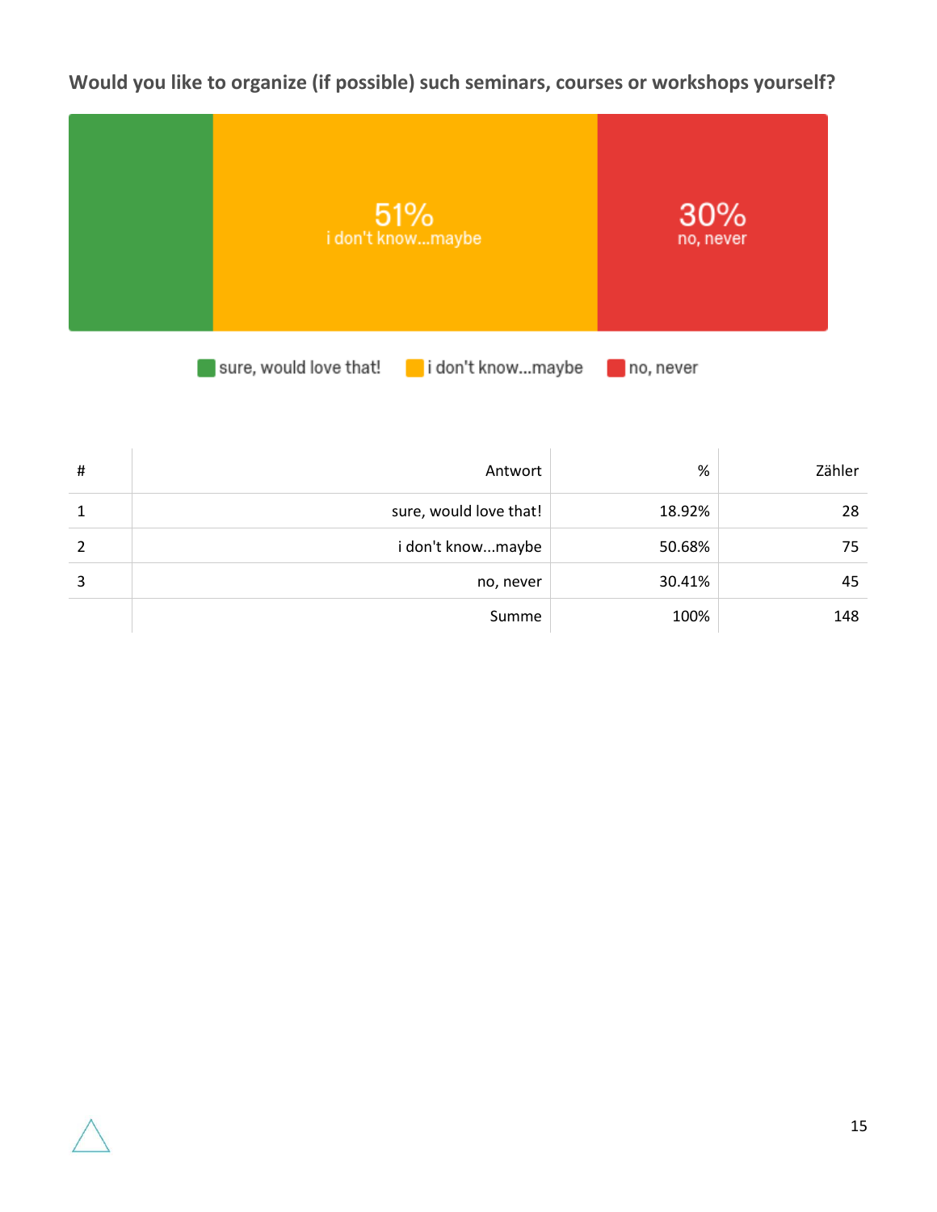### Would you like to organize (if possible) such seminars, courses or workshops yourself?

51% i don't know...maybe

30% no, never

sure, would love that! | i don't know...maybe | no, never

| # | Antwort | % | Zähler |
|---|---|---|---|
| 1 | sure, would love that! | 18.92% | 28 |
| 2 | i don't know...maybe | 50.68% | 75 |
| 3 | no, never | 30.41% | 45 |
| | Summe | 100% | 148 |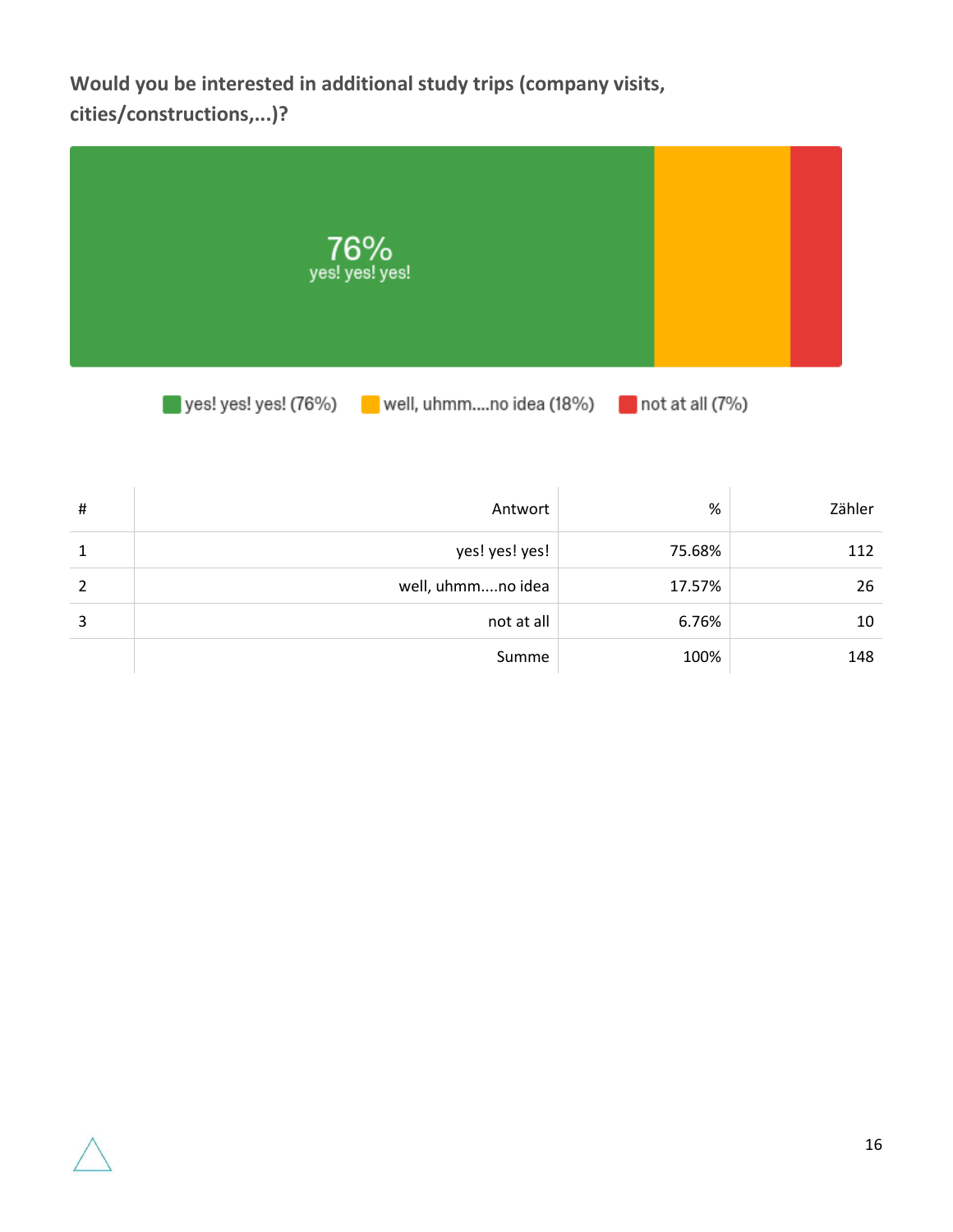**Would you be interested in additional study trips (company visits, cities/constructions,...)?**

76%
yes! yes! yes!

yes! yes! yes! (76%) well, uhmm....no idea (18%) not at all (7%)

| # | Antwort | % | Zähler |
|---|---|---|---|
| 1 | yes! yes! yes! | 75.68% | 112 |
| 2 | well, uhmm....no idea | 17.57% | 26 |
| 3 | not at all | 6.76% | 10 |
| | Summe | 100% | 148 |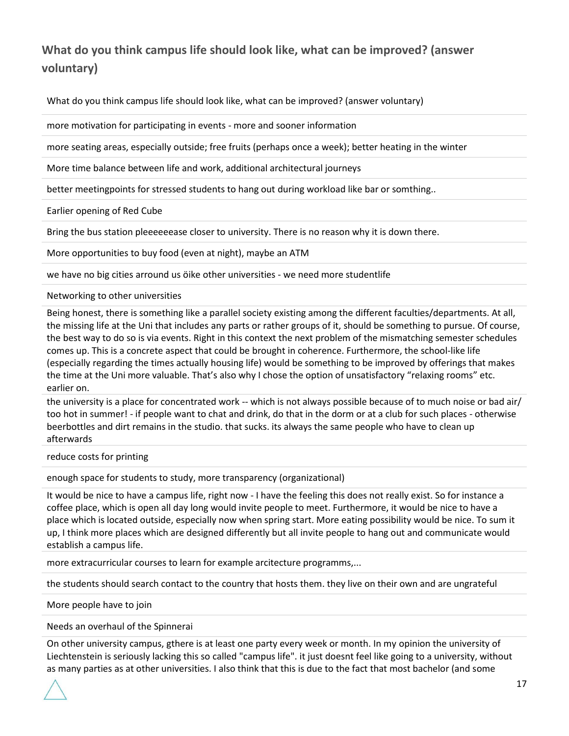## What do you think campus life should look like, what can be improved? (answer voluntary)

| What do you think campus life should look like, what can be improved? (answer voluntary) |
| --- |
| more motivation for participating in events - more and sooner information |
| more seating areas, especially outside; free fruits (perhaps once a week); better heating in the winter |
| More time balance between life and work, additional architectural journeys |
| better meetingpoints for stressed students to hang out during workload like bar or somthing.. |
| Earlier opening of Red Cube |
| Bring the bus station pleeeeeease closer to university. There is no reason why it is down there. |
| More opportunities to buy food (even at night), maybe an ATM |
| we have no big cities arround us öike other universities - we need more studentlife |
| Networking to other universities |
| Being honest, there is something like a parallel society existing among the different faculties/departments. At all, the missing life at the Uni that includes any parts or rather groups of it, should be something to pursue. Of course, the best way to do so is via events. Right in this context the next problem of the mismatching semester schedules comes up. This is a concrete aspect that could be brought in coherence. Furthermore, the school-like life (especially regarding the times actually housing life) would be something to be improved by offerings that makes the time at the Uni more valuable. That's also why I chose the option of unsatisfactory "relaxing rooms" etc. earlier on. |
| the university is a place for concentrated work -- which is not always possible because of to much noise or bad air/ too hot in summer! - if people want to chat and drink, do that in the dorm or at a club for such places - otherwise beerbottles and dirt remains in the studio. that sucks. its always the same people who have to clean up afterwards |
| reduce costs for printing |
| enough space for students to study, more transparency (organizational) |
| It would be nice to have a campus life, right now - I have the feeling this does not really exist. So for instance a coffee place, which is open all day long would invite people to meet. Furthermore, it would be nice to have a place which is located outside, especially now when spring start. More eating possibility would be nice. To sum it up, I think more places which are designed differently but all invite people to hang out and communicate would establish a campus life. |
| more extracurricular courses to learn for example arcitecture programms,... |
| the students should search contact to the country that hosts them. they live on their own and are ungrateful |
| More people have to join |
| Needs an overhaul of the Spinnerai |
| On other university campus, gthere is at least one party every week or month. In my opinion the university of Liechtenstein is seriously lacking this so called "campus life". it just doesnt feel like going to a university, without as many parties as at other universities. I also think that this is due to the fact that most bachelor (and some |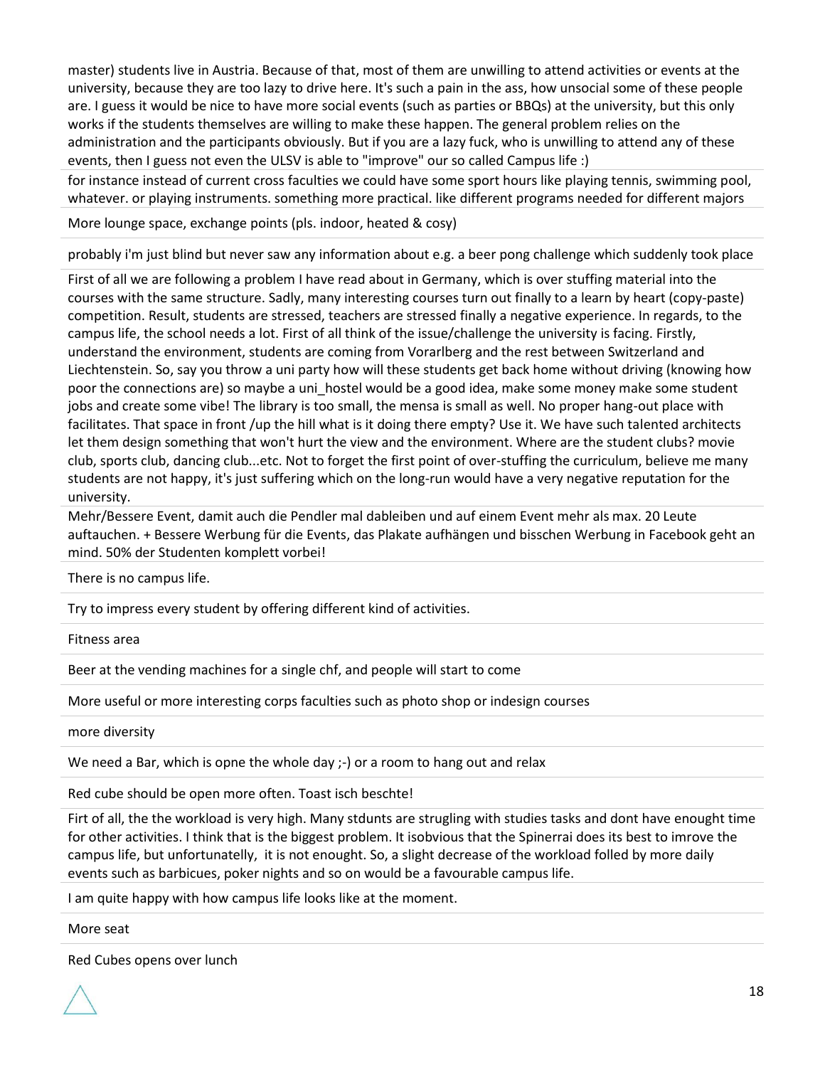master) students live in Austria. Because of that, most of them are unwilling to attend activities or events at the university, because they are too lazy to drive here. It's such a pain in the ass, how unsocial some of these people are. I guess it would be nice to have more social events (such as parties or BBQs) at the university, but this only works if the students themselves are willing to make these happen. The general problem relies on the administration and the participants obviously. But if you are a lazy fuck, who is unwilling to attend any of these events, then I guess not even the ULSV is able to "improve" our so called Campus life :)

---

for instance instead of current cross faculties we could have some sport hours like playing tennis, swimming pool, whatever. or playing instruments. something more practical. like different programs needed for different majors

---

More lounge space, exchange points (pls. indoor, heated & cosy)

---

probably i'm just blind but never saw any information about e.g. a beer pong challenge which suddenly took place

---

First of all we are following a problem I have read about in Germany, which is over stuffing material into the courses with the same structure. Sadly, many interesting courses turn out finally to a learn by heart (copy-paste) competition. Result, students are stressed, teachers are stressed finally a negative experience. In regards, to the campus life, the school needs a lot. First of all think of the issue/challenge the university is facing. Firstly, understand the environment, students are coming from Vorarlberg and the rest between Switzerland and Liechtenstein. So, say you throw a uni party how will these students get back home without driving (knowing how poor the connections are) so maybe a uni_hostel would be a good idea, make some money make some student jobs and create some vibe! The library is too small, the mensa is small as well. No proper hang-out place with facilitates. That space in front /up the hill what is it doing there empty? Use it. We have such talented architects let them design something that won't hurt the view and the environment. Where are the student clubs? movie club, sports club, dancing club...etc. Not to forget the first point of over-stuffing the curriculum, believe me many students are not happy, it's just suffering which on the long-run would have a very negative reputation for the university.

---

Mehr/Bessere Event, damit auch die Pendler mal dableiben und auf einem Event mehr als max. 20 Leute auftauchen. + Bessere Werbung für die Events, das Plakate aufhängen und bisschen Werbung in Facebook geht an mind. 50% der Studenten komplett vorbei!

---

There is no campus life.

---

Try to impress every student by offering different kind of activities.

---

Fitness area

---

Beer at the vending machines for a single chf, and people will start to come

---

More useful or more interesting corps faculties such as photo shop or indesign courses

---

more diversity

---

We need a Bar, which is opne the whole day ;-) or a room to hang out and relax

---

Red cube should be open more often. Toast isch beschte!

---

Firt of all, the the workload is very high. Many stdunts are strugling with studies tasks and dont have enought time for other activities. I think that is the biggest problem. It isobvious that the Spinerrai does its best to imrove the campus life, but unfortunatelly, it is not enought. So, a slight decrease of the workload folled by more daily events such as barbicues, poker nights and so on would be a favourable campus life.

---

I am quite happy with how campus life looks like at the moment.

---

More seat

---

Red Cubes opens over lunch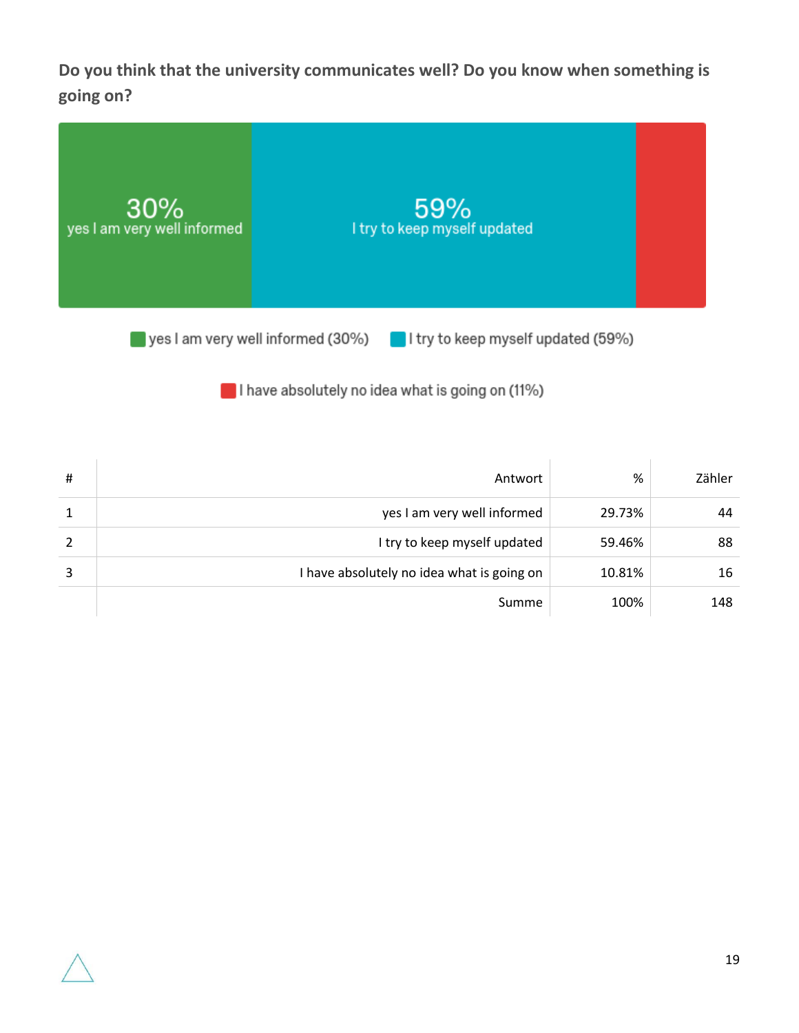**Do you think that the university communicates well? Do you know when something is going on?**

30% yes I am very well informed

59% I try to keep myself updated

yes I am very well informed (30%) I try to keep myself updated (59%)

I have absolutely no idea what is going on (11%)

| # | Antwort | % | Zähler |
|---|---|---|---|
| 1 | yes I am very well informed | 29.73% | 44 |
| 2 | I try to keep myself updated | 59.46% | 88 |
| 3 | I have absolutely no idea what is going on | 10.81% | 16 |
| | Summe | 100% | 148 |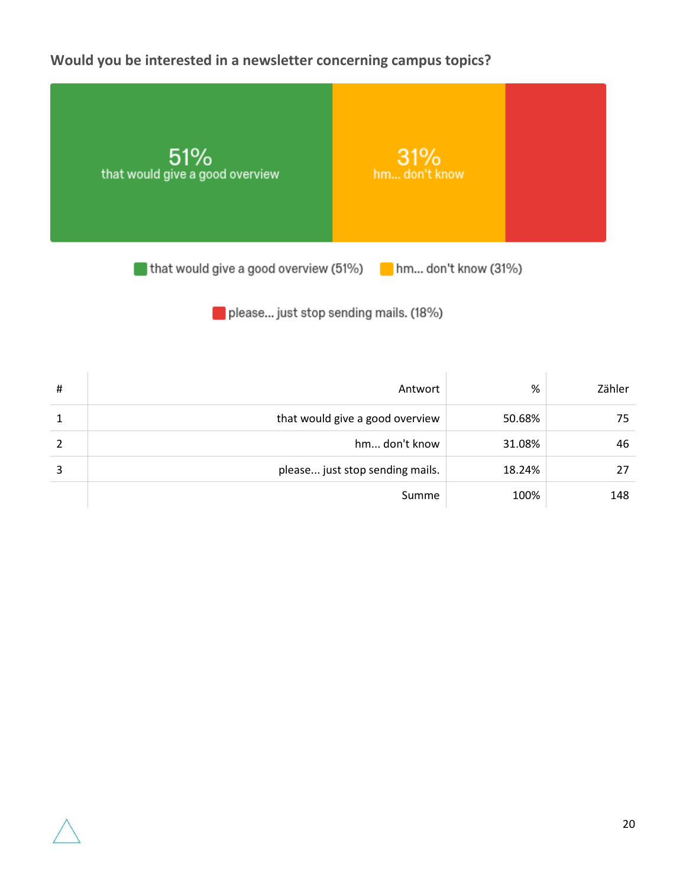## Would you be interested in a newsletter concerning campus topics?

51% that would give a good overview

31% hm... don't know

that would give a good overview (51%) hm... don't know (31%)

please... just stop sending mails. (18%)

| # | Antwort | % | Zähler |
|---|---|---|---|
| 1 | that would give a good overview | 50.68% | 75 |
| 2 | hm... don't know | 31.08% | 46 |
| 3 | please... just stop sending mails. | 18.24% | 27 |
| | Summe | 100% | 148 |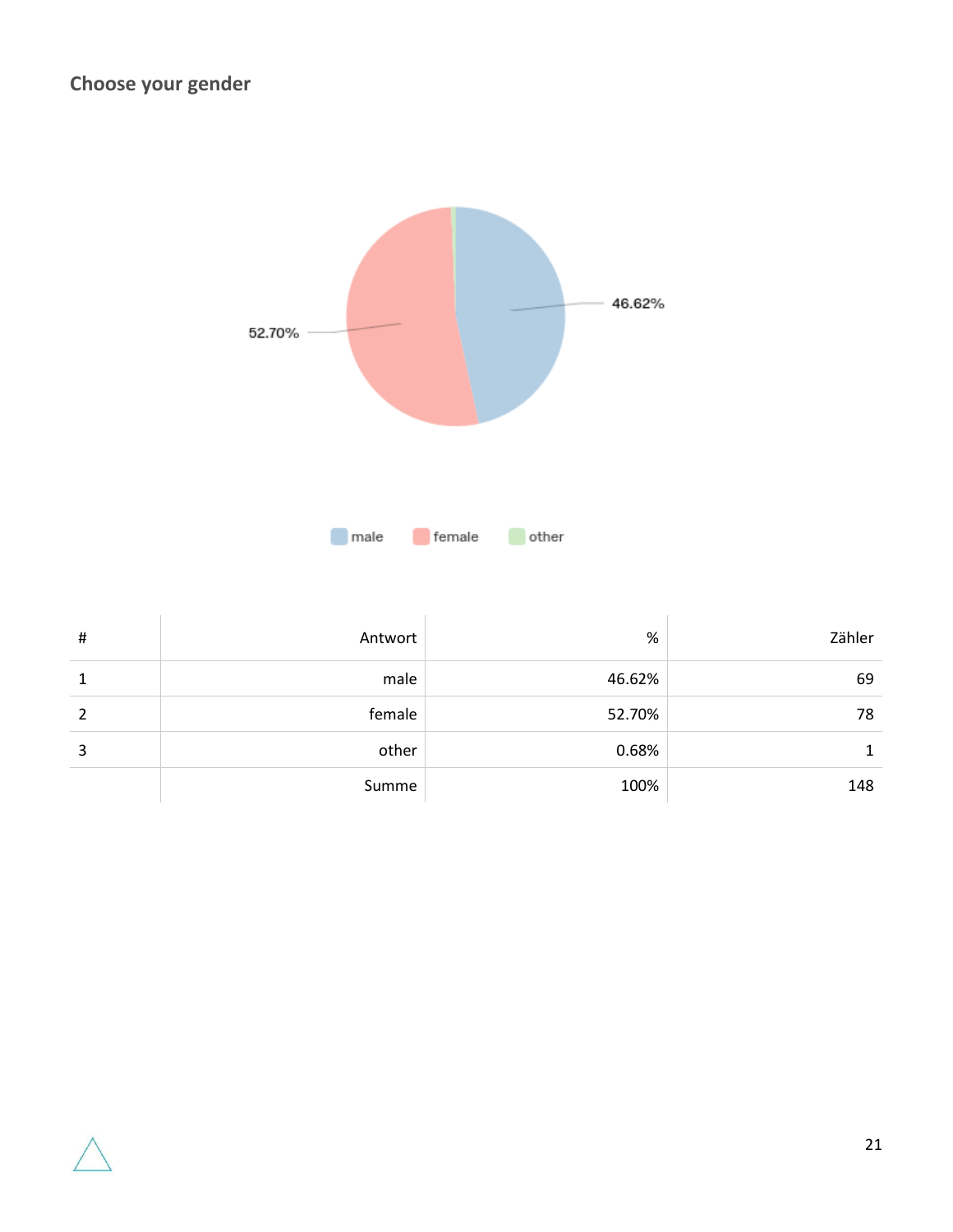## Choose your gender

| # | Antwort | % | Zähler |
|---|---|---|---|
| 1 | male | 46.62% | 69 |
| 2 | female | 52.70% | 78 |
| 3 | other | 0.68% | 1 |
| | Summe | 100% | 148 |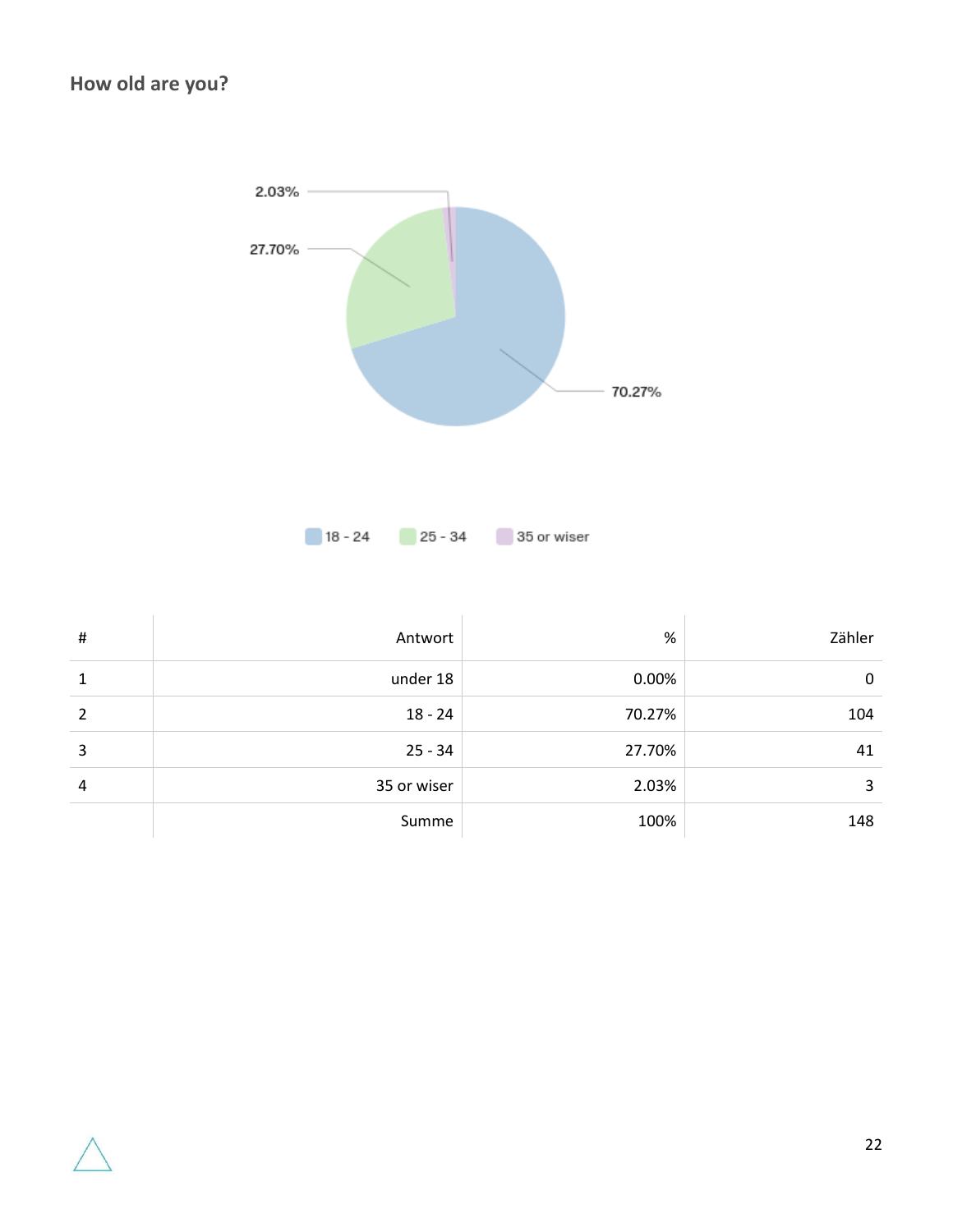## How old are you?

| # | Antwort | % | Zähler |
|---|---|---|---|
| 1 | under 18 | 0.00% | 0 |
| 2 | 18 - 24 | 70.27% | 104 |
| 3 | 25 - 34 | 27.70% | 41 |
| 4 | 35 or wiser | 2.03% | 3 |
| | Summe | 100% | 148 |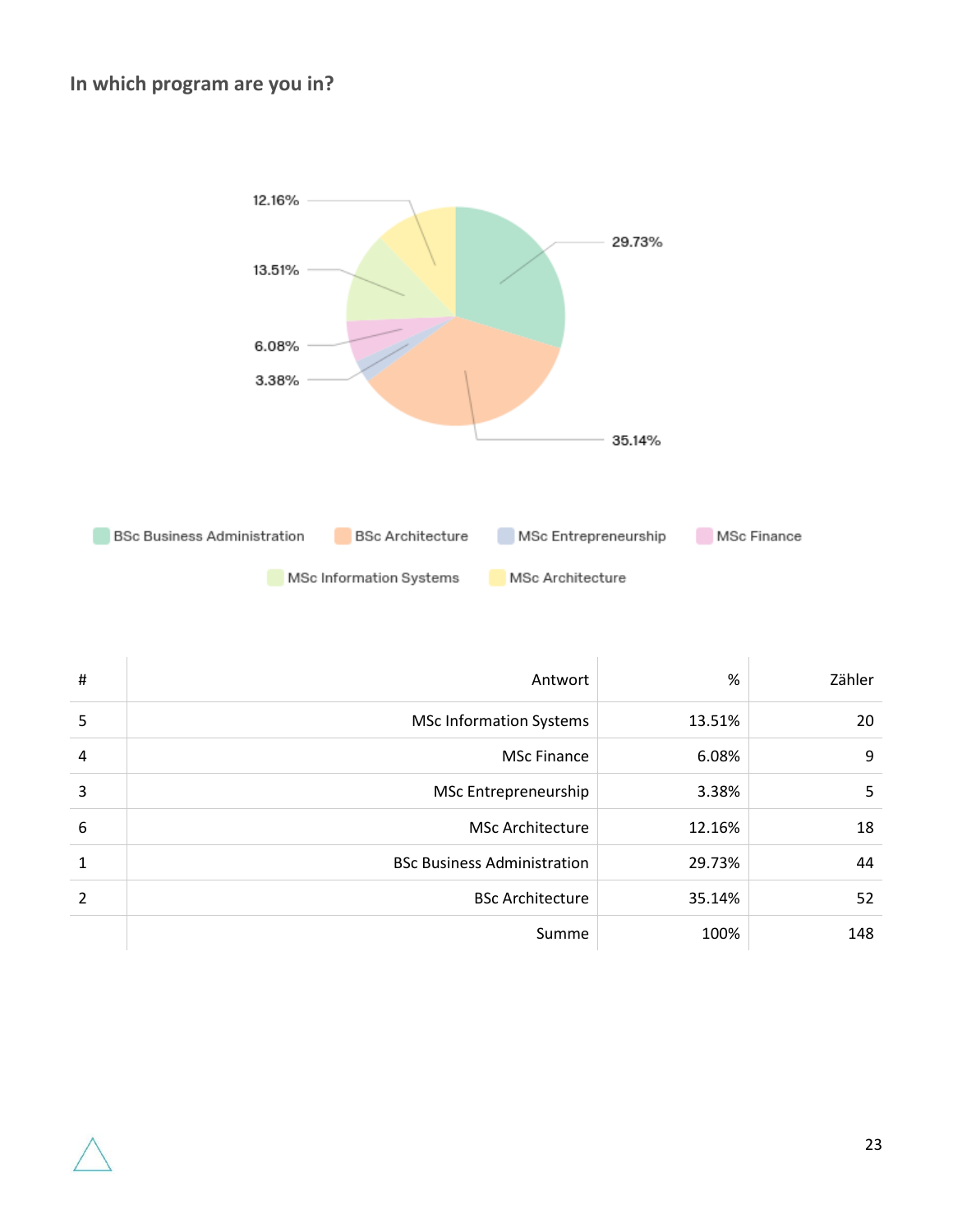**In which program are you in?**

12.16%
29.73%
13.51%
6.08%
3.38%
35.14%

BSc Business Administration
BSc Architecture
MSc Entrepreneurship
MSc Finance
MSc Information Systems
MSc Architecture

| # | Antwort | % | Zähler |
|---|---|---|---|
| 5 | MSc Information Systems | 13.51% | 20 |
| 4 | MSc Finance | 6.08% | 9 |
| 3 | MSc Entrepreneurship | 3.38% | 5 |
| 6 | MSc Architecture | 12.16% | 18 |
| 1 | BSc Business Administration | 29.73% | 44 |
| 2 | BSc Architecture | 35.14% | 52 |
| | Summe | 100% | 148 |